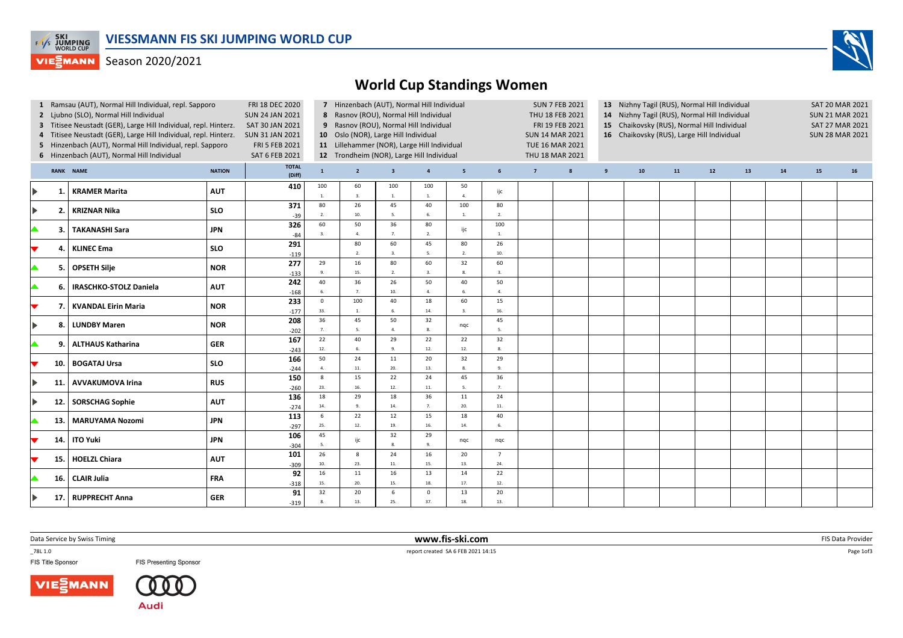# VIESSMANN FIS SKI JUMPING WORLD CUP

Season 2020/2021

## World Cup Standings Women

1 Ramsau (AUT), Normal Hill Individual, repl. Sapporo — FRI 18 DEC 2020
2 Ljubno (SLO), Normal Hill Individual — SUN 24 JAN 2021
3 Titisee Neustadt (GER), Large Hill Individual, repl. Hinterz. — SAT 30 JAN 2021
4 Titisee Neustadt (GER), Large Hill Individual, repl. Hinterz. — SUN 31 JAN 2021
5 Hinzenbach (AUT), Normal Hill Individual, repl. Sapporo — FRI 5 FEB 2021
6 Hinzenbach (AUT), Normal Hill Individual — SAT 6 FEB 2021
7 Hinzenbach (AUT), Normal Hill Individual — SUN 7 FEB 2021
8 Rasnov (ROU), Normal Hill Individual — THU 18 FEB 2021
9 Rasnov (ROU), Normal Hill Individual — FRI 19 FEB 2021
10 Oslo (NOR), Large Hill Individual — SUN 14 MAR 2021
11 Lillehammer (NOR), Large Hill Individual — TUE 16 MAR 2021
12 Trondheim (NOR), Large Hill Individual — THU 18 MAR 2021
13 Nizhny Tagil (RUS), Normal Hill Individual — SAT 20 MAR 2021
14 Nizhny Tagil (RUS), Normal Hill Individual — SUN 21 MAR 2021
15 Chaikovsky (RUS), Normal Hill Individual — SAT 27 MAR 2021
16 Chaikovsky (RUS), Large Hill Individual — SUN 28 MAR 2021

| RANK | NAME | NATION | TOTAL (Diff) | 1 | 2 | 3 | 4 | 5 | 6 | 7 | 8 | 9 | 10 | 11 | 12 | 13 | 14 | 15 | 16 |
|---|---|---|---|---|---|---|---|---|---|---|---|---|---|---|---|---|---|---|---|
| 1. | KRAMER Marita | AUT | 410 | 100 1. | 60 3. | 100 1. | 100 1. | 50 4. | ijc | | | | | | | | | | |
| 2. | KRIZNAR Nika | SLO | 371 -39 | 80 2. | 26 10. | 45 5. | 40 6. | 100 1. | 80 2. | | | | | | | | | | |
| 3. | TAKANASHI Sara | JPN | 326 -84 | 60 3. | 50 4. | 36 7. | 80 2. | ijc | 100 1. | | | | | | | | | | |
| 4. | KLINEC Ema | SLO | 291 -119 | | 80 2. | 60 3. | 45 5. | 80 2. | 26 10. | | | | | | | | | | |
| 5. | OPSETH Silje | NOR | 277 -133 | 29 9. | 16 15. | 80 2. | 60 3. | 32 8. | 60 3. | | | | | | | | | | |
| 6. | IRASCHKO-STOLZ Daniela | AUT | 242 -168 | 40 6. | 36 7. | 26 10. | 50 4. | 40 6. | 50 4. | | | | | | | | | | |
| 7. | KVANDAL Eirin Maria | NOR | 233 -177 | 0 33. | 100 1. | 40 6. | 18 14. | 60 3. | 15 16. | | | | | | | | | | |
| 8. | LUNDBY Maren | NOR | 208 -202 | 36 7. | 45 5. | 50 4. | 32 8. | nqc | 45 5. | | | | | | | | | | |
| 9. | ALTHAUS Katharina | GER | 167 -243 | 22 12. | 40 6. | 29 9. | 22 12. | 22 12. | 32 8. | | | | | | | | | | |
| 10. | BOGATAJ Ursa | SLO | 166 -244 | 50 4. | 24 11. | 11 20. | 20 13. | 32 8. | 29 9. | | | | | | | | | | |
| 11. | AVVAKUMOVA Irina | RUS | 150 -260 | 8 23. | 15 16. | 22 12. | 24 11. | 45 5. | 36 7. | | | | | | | | | | |
| 12. | SORSCHAG Sophie | AUT | 136 -274 | 18 14. | 29 9. | 18 14. | 36 7. | 11 20. | 24 11. | | | | | | | | | | |
| 13. | MARUYAMA Nozomi | JPN | 113 -297 | 6 25. | 22 12. | 12 19. | 15 16. | 18 14. | 40 6. | | | | | | | | | | |
| 14. | ITO Yuki | JPN | 106 -304 | 45 5. | ijc | 32 8. | 29 9. | nqc | nqc | | | | | | | | | | |
| 15. | HOELZL Chiara | AUT | 101 -309 | 26 10. | 8 23. | 24 11. | 16 15. | 20 13. | 7 24. | | | | | | | | | | |
| 16. | CLAIR Julia | FRA | 92 -318 | 16 15. | 11 20. | 16 15. | 13 18. | 14 17. | 22 12. | | | | | | | | | | |
| 17. | RUPPRECHT Anna | GER | 91 -319 | 32 8. | 20 13. | 6 25. | 0 37. | 13 18. | 20 13. | | | | | | | | | | |

Data Service by Swiss Timing — www.fis-ski.com — FIS Data Provider

_78L 1.0 — report created SA 6 FEB 2021 14:15

FIS Title Sponsor: VIESSMANN — FIS Presenting Sponsor: Audi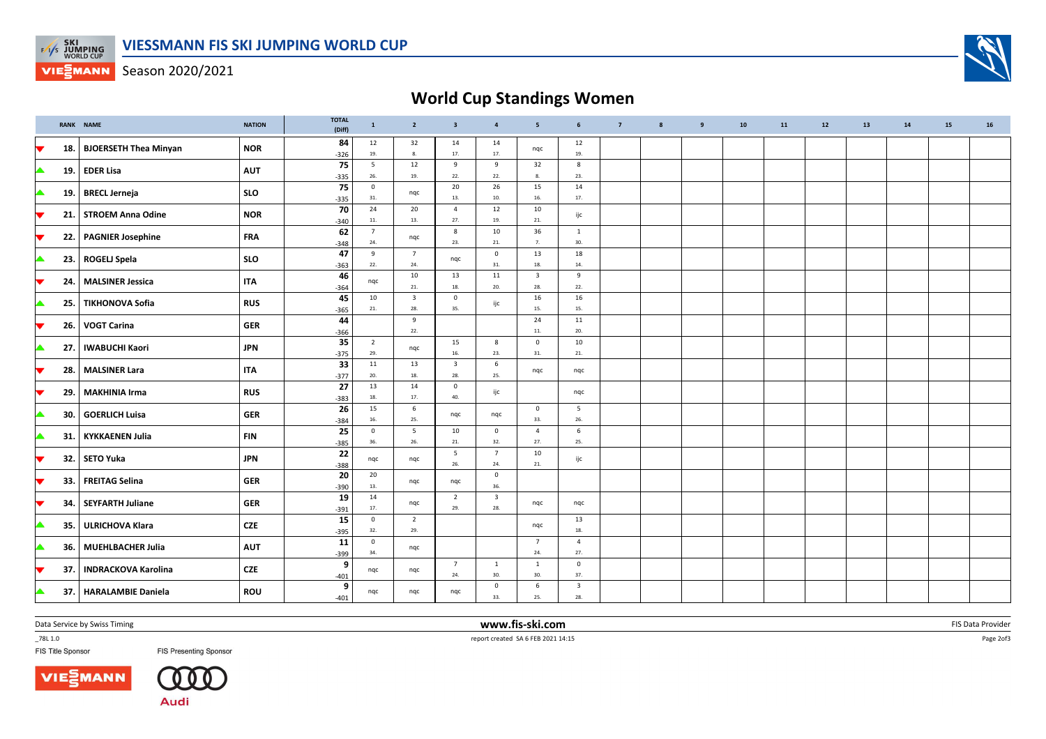# VIESSMANN FIS SKI JUMPING WORLD CUP

Season 2020/2021

## World Cup Standings Women

| | RANK | NAME | NATION | TOTAL (Diff) | 1 | 2 | 3 | 4 | 5 | 6 | 7 | 8 | 9 | 10 | 11 | 12 | 13 | 14 | 15 | 16 |
|---|---|---|---|---|---|---|---|---|---|---|---|---|---|---|---|---|---|---|---|---|
| ▼ | 18. | BJOERSETH Thea Minyan | NOR | 84 -326 | 12 19. | 32 8. | 14 17. | 14 17. | nqc | 12 19. | | | | | | | | | | |
| ▲ | 19. | EDER Lisa | AUT | 75 -335 | 5 26. | 12 19. | 9 22. | 9 22. | 32 8. | 8 23. | | | | | | | | | | |
| ▲ | 19. | BRECL Jerneja | SLO | 75 -335 | 0 31. | nqc | 20 13. | 26 10. | 15 16. | 14 17. | | | | | | | | | | |
| ▼ | 21. | STROEM Anna Odine | NOR | 70 -340 | 24 11. | 20 13. | 4 27. | 12 19. | 10 21. | ijc | | | | | | | | | | |
| ▼ | 22. | PAGNIER Josephine | FRA | 62 -348 | 7 24. | nqc | 8 23. | 10 21. | 36 7. | 1 30. | | | | | | | | | | |
| ▲ | 23. | ROGELJ Spela | SLO | 47 -363 | 9 22. | 7 24. | nqc | 0 31. | 13 18. | 18 14. | | | | | | | | | | |
| ▼ | 24. | MALSINER Jessica | ITA | 46 -364 | nqc | 10 21. | 13 18. | 11 20. | 3 28. | 9 22. | | | | | | | | | | |
| ▲ | 25. | TIKHONOVA Sofia | RUS | 45 -365 | 10 21. | 3 28. | 0 35. | ijc | 16 15. | 16 15. | | | | | | | | | | |
| ▼ | 26. | VOGT Carina | GER | 44 -366 | | 9 22. | | | 24 11. | 11 20. | | | | | | | | | | |
| ▲ | 27. | IWABUCHI Kaori | JPN | 35 -375 | 2 29. | nqc | 15 16. | 8 23. | 0 31. | 10 21. | | | | | | | | | | |
| ▼ | 28. | MALSINER Lara | ITA | 33 -377 | 11 20. | 13 18. | 3 28. | 6 25. | nqc | nqc | | | | | | | | | | |
| ▼ | 29. | MAKHINIA Irma | RUS | 27 -383 | 13 18. | 14 17. | 0 40. | ijc | | nqc | | | | | | | | | | |
| ▲ | 30. | GOERLICH Luisa | GER | 26 -384 | 15 16. | 6 25. | nqc | nqc | 0 33. | 5 26. | | | | | | | | | | |
| ▲ | 31. | KYKKAENEN Julia | FIN | 25 -385 | 0 36. | 5 26. | 10 21. | 0 32. | 4 27. | 6 25. | | | | | | | | | | |
| ▼ | 32. | SETO Yuka | JPN | 22 -388 | nqc | nqc | 5 26. | 7 24. | 10 21. | ijc | | | | | | | | | | |
| ▼ | 33. | FREITAG Selina | GER | 20 -390 | 20 13. | nqc | nqc | 0 36. | | | | | | | | | | | | |
| ▼ | 34. | SEYFARTH Juliane | GER | 19 -391 | 14 17. | nqc | 2 29. | 3 28. | nqc | nqc | | | | | | | | | | |
| ▲ | 35. | ULRICHOVA Klara | CZE | 15 -395 | 0 32. | 2 29. | | | nqc | 13 18. | | | | | | | | | | |
| ▲ | 36. | MUEHLBACHER Julia | AUT | 11 -399 | 0 34. | nqc | | | 7 24. | 4 27. | | | | | | | | | | |
| ▼ | 37. | INDRACKOVA Karolina | CZE | 9 -401 | nqc | nqc | 7 24. | 1 30. | 1 30. | 0 37. | | | | | | | | | | |
| ▲ | 37. | HARALAMBIE Daniela | ROU | 9 -401 | nqc | nqc | nqc | 0 33. | 6 25. | 3 28. | | | | | | | | | | |

Data Service by Swiss Timing

www.fis-ski.com

FIS Data Provider

_78L 1.0

report created SA 6 FEB 2021 14:15

FIS Title Sponsor

FIS Presenting Sponsor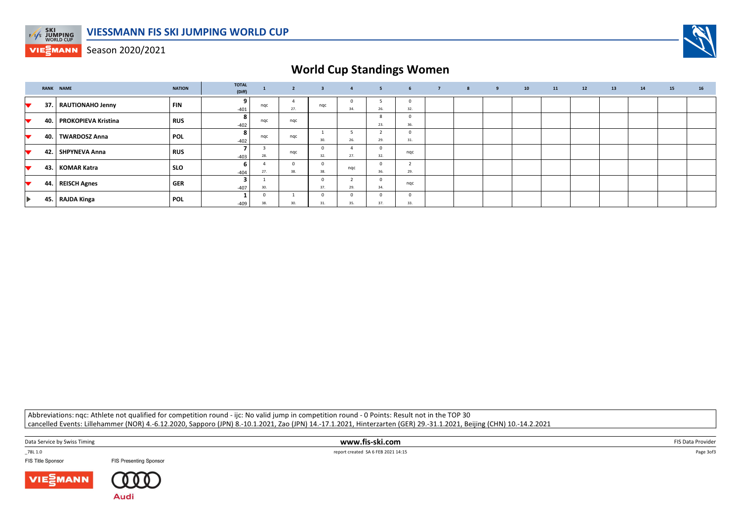# VIESSMANN FIS SKI JUMPING WORLD CUP

Season 2020/2021

## World Cup Standings Women

| | RANK | NAME | NATION | TOTAL (Diff) | 1 | 2 | 3 | 4 | 5 | 6 | 7 | 8 | 9 | 10 | 11 | 12 | 13 | 14 | 15 | 16 |
|---|---|---|---|---|---|---|---|---|---|---|---|---|---|---|---|---|---|---|---|---|
| ▼ | 37. | RAUTIONAHO Jenny | FIN | 9 -401 | nqc | 4 27. | nqc | 0 34. | 5 26. | 0 32. | | | | | | | | | | |
| ▼ | 40. | PROKOPIEVA Kristina | RUS | 8 -402 | nqc | nqc | | | 8 23. | 0 36. | | | | | | | | | | |
| ▼ | 40. | TWARDOSZ Anna | POL | 8 -402 | nqc | nqc | 1 30. | 5 26. | 2 29. | 0 31. | | | | | | | | | | |
| ▼ | 42. | SHPYNEVA Anna | RUS | 7 -403 | 3 28. | nqc | 0 32. | 4 27. | 0 32. | nqc | | | | | | | | | | |
| ▼ | 43. | KOMAR Katra | SLO | 6 -404 | 4 27. | 0 38. | 0 38. | nqc | 0 36. | 2 29. | | | | | | | | | | |
| ▼ | 44. | REISCH Agnes | GER | 3 -407 | 1 30. | | 0 37. | 2 29. | 0 34. | nqc | | | | | | | | | | |
| ▶ | 45. | RAJDA Kinga | POL | 1 -409 | 0 38. | 1 30. | 0 31. | 0 35. | 0 37. | 0 33. | | | | | | | | | | |

Abbreviations: nqc: Athlete not qualified for competition round - ijc: No valid jump in competition round - 0 Points: Result not in the TOP 30
cancelled Events: Lillehammer (NOR) 4.-6.12.2020, Sapporo (JPN) 8.-10.1.2021, Zao (JPN) 14.-17.1.2021, Hinterzarten (GER) 29.-31.1.2021, Beijing (CHN) 10.-14.2.2021

Data Service by Swiss Timing | www.fis-ski.com | FIS Data Provider

_78L 1.0 | report created SA 6 FEB 2021 14:15

FIS Title Sponsor | FIS Presenting Sponsor